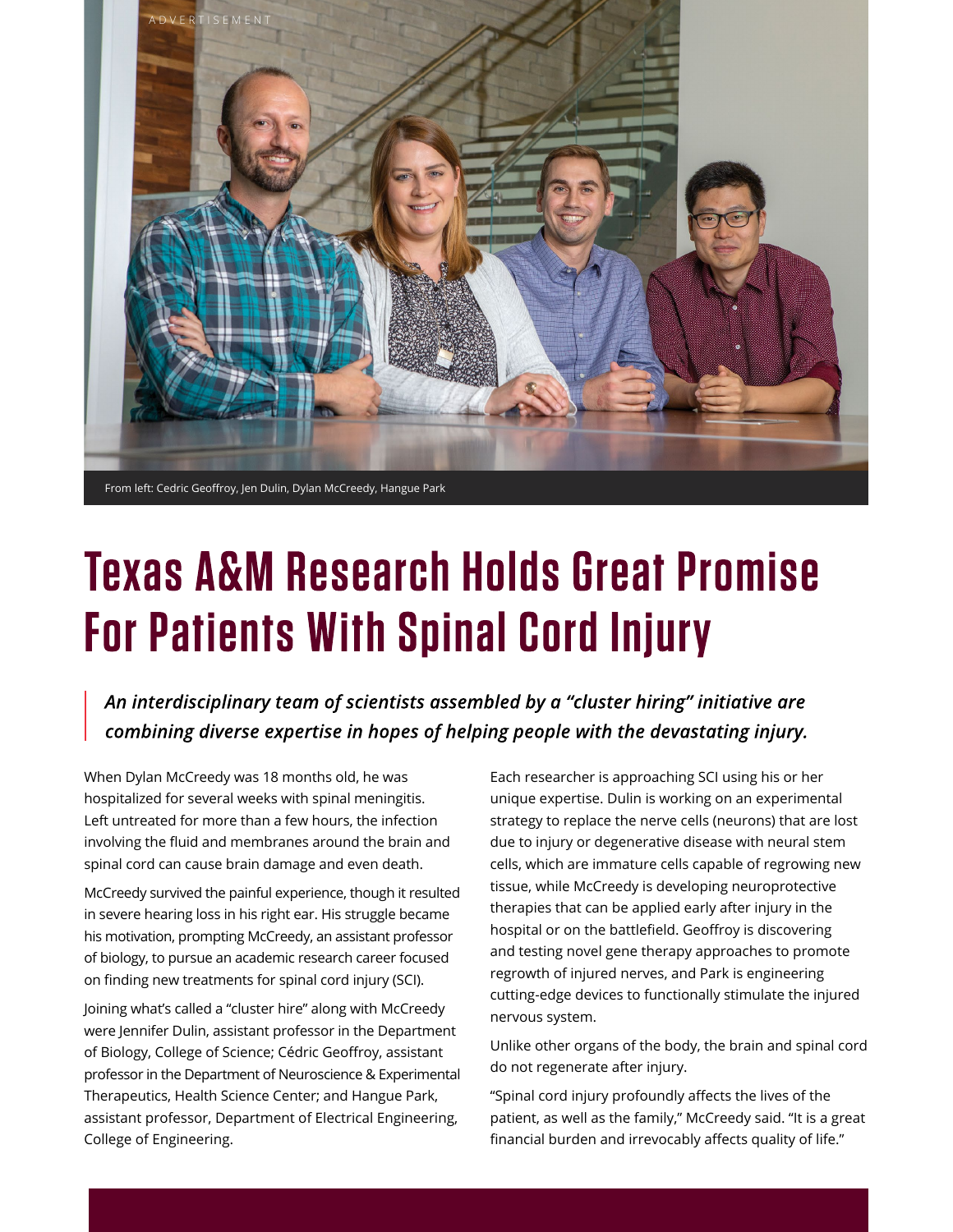ADVERTISEMENT

From left: Cedric Geoffroy, Jen Dulin, Dylan McCreedy, Hangue Park

# Texas A&M Research Holds Great Promise For Patients With Spinal Cord Injury

*An interdisciplinary team of scientists assembled by a "cluster hiring" initiative are combining diverse expertise in hopes of helping people with the devastating injury.*

When Dylan McCreedy was 18 months old, he was hospitalized for several weeks with spinal meningitis. Left untreated for more than a few hours, the infection involving the fluid and membranes around the brain and spinal cord can cause brain damage and even death.

McCreedy survived the painful experience, though it resulted in severe hearing loss in his right ear. His struggle became his motivation, prompting McCreedy, an assistant professor of biology, to pursue an academic research career focused on finding new treatments for spinal cord injury (SCI).

Joining what's called a "cluster hire" along with McCreedy were Jennifer Dulin, assistant professor in the Department of Biology, College of Science; Cédric Geoffroy, assistant professor in the Department of Neuroscience & Experimental Therapeutics, Health Science Center; and Hangue Park, assistant professor, Department of Electrical Engineering, College of Engineering.

Each researcher is approaching SCI using his or her unique expertise. Dulin is working on an experimental strategy to replace the nerve cells (neurons) that are lost due to injury or degenerative disease with neural stem cells, which are immature cells capable of regrowing new tissue, while McCreedy is developing neuroprotective therapies that can be applied early after injury in the hospital or on the battlefield. Geoffroy is discovering and testing novel gene therapy approaches to promote regrowth of injured nerves, and Park is engineering cutting-edge devices to functionally stimulate the injured nervous system.

Unlike other organs of the body, the brain and spinal cord do not regenerate after injury.

"Spinal cord injury profoundly affects the lives of the patient, as well as the family," McCreedy said. "It is a great financial burden and irrevocably affects quality of life."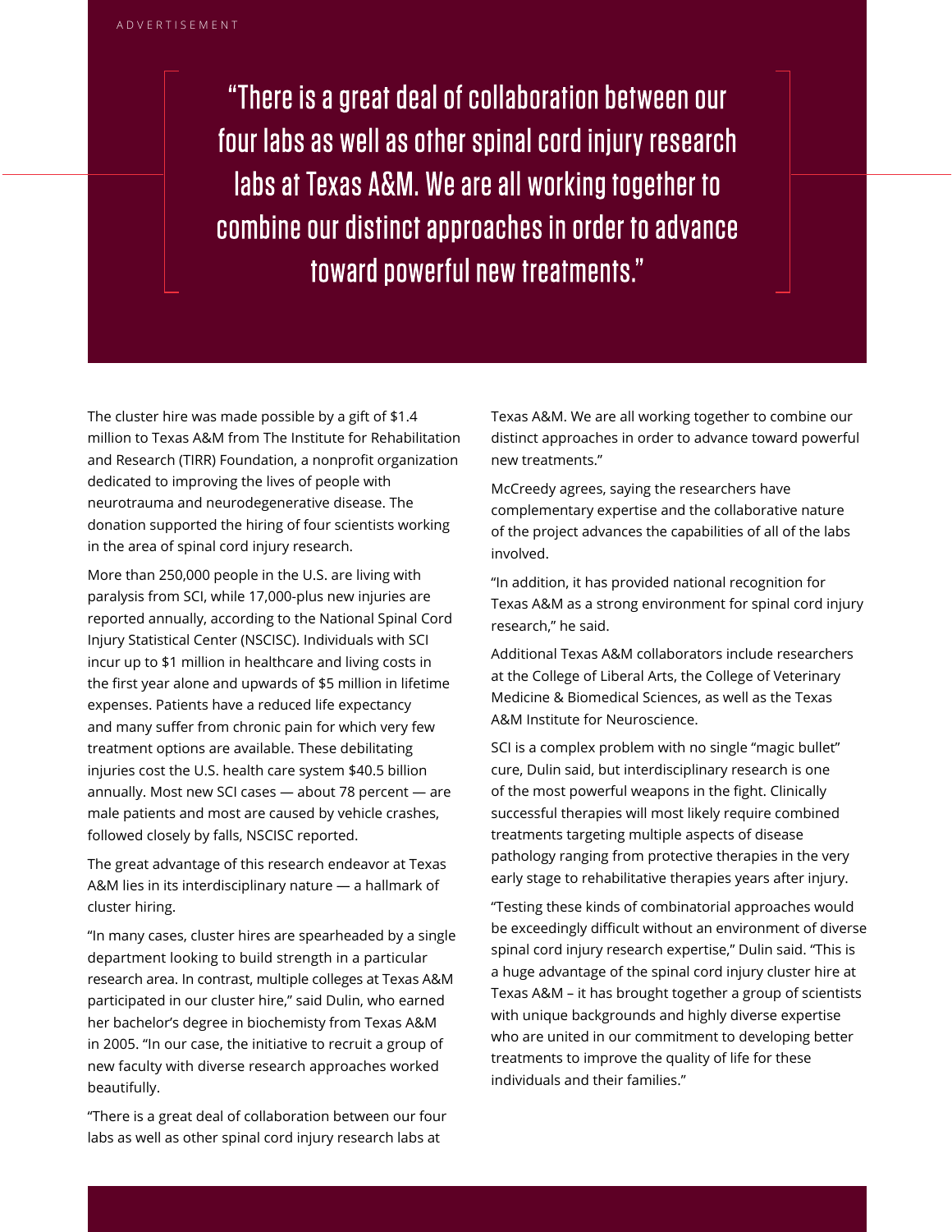ADVERTISEMENT

> "There is a great deal of collaboration between our four labs as well as other spinal cord injury research labs at Texas A&M. We are all working together to combine our distinct approaches in order to advance toward powerful new treatments."

The cluster hire was made possible by a gift of $1.4 million to Texas A&M from The Institute for Rehabilitation and Research (TIRR) Foundation, a nonprofit organization dedicated to improving the lives of people with neurotrauma and neurodegenerative disease. The donation supported the hiring of four scientists working in the area of spinal cord injury research.

More than 250,000 people in the U.S. are living with paralysis from SCI, while 17,000-plus new injuries are reported annually, according to the National Spinal Cord Injury Statistical Center (NSCISC). Individuals with SCI incur up to $1 million in healthcare and living costs in the first year alone and upwards of $5 million in lifetime expenses. Patients have a reduced life expectancy and many suffer from chronic pain for which very few treatment options are available. These debilitating injuries cost the U.S. health care system $40.5 billion annually. Most new SCI cases — about 78 percent — are male patients and most are caused by vehicle crashes, followed closely by falls, NSCISC reported.

The great advantage of this research endeavor at Texas A&M lies in its interdisciplinary nature — a hallmark of cluster hiring.

"In many cases, cluster hires are spearheaded by a single department looking to build strength in a particular research area. In contrast, multiple colleges at Texas A&M participated in our cluster hire," said Dulin, who earned her bachelor's degree in biochemisty from Texas A&M in 2005. "In our case, the initiative to recruit a group of new faculty with diverse research approaches worked beautifully.

"There is a great deal of collaboration between our four labs as well as other spinal cord injury research labs at Texas A&M. We are all working together to combine our distinct approaches in order to advance toward powerful new treatments."

McCreedy agrees, saying the researchers have complementary expertise and the collaborative nature of the project advances the capabilities of all of the labs involved.

"In addition, it has provided national recognition for Texas A&M as a strong environment for spinal cord injury research," he said.

Additional Texas A&M collaborators include researchers at the College of Liberal Arts, the College of Veterinary Medicine & Biomedical Sciences, as well as the Texas A&M Institute for Neuroscience.

SCI is a complex problem with no single "magic bullet" cure, Dulin said, but interdisciplinary research is one of the most powerful weapons in the fight. Clinically successful therapies will most likely require combined treatments targeting multiple aspects of disease pathology ranging from protective therapies in the very early stage to rehabilitative therapies years after injury.

"Testing these kinds of combinatorial approaches would be exceedingly difficult without an environment of diverse spinal cord injury research expertise," Dulin said. "This is a huge advantage of the spinal cord injury cluster hire at Texas A&M – it has brought together a group of scientists with unique backgrounds and highly diverse expertise who are united in our commitment to developing better treatments to improve the quality of life for these individuals and their families."